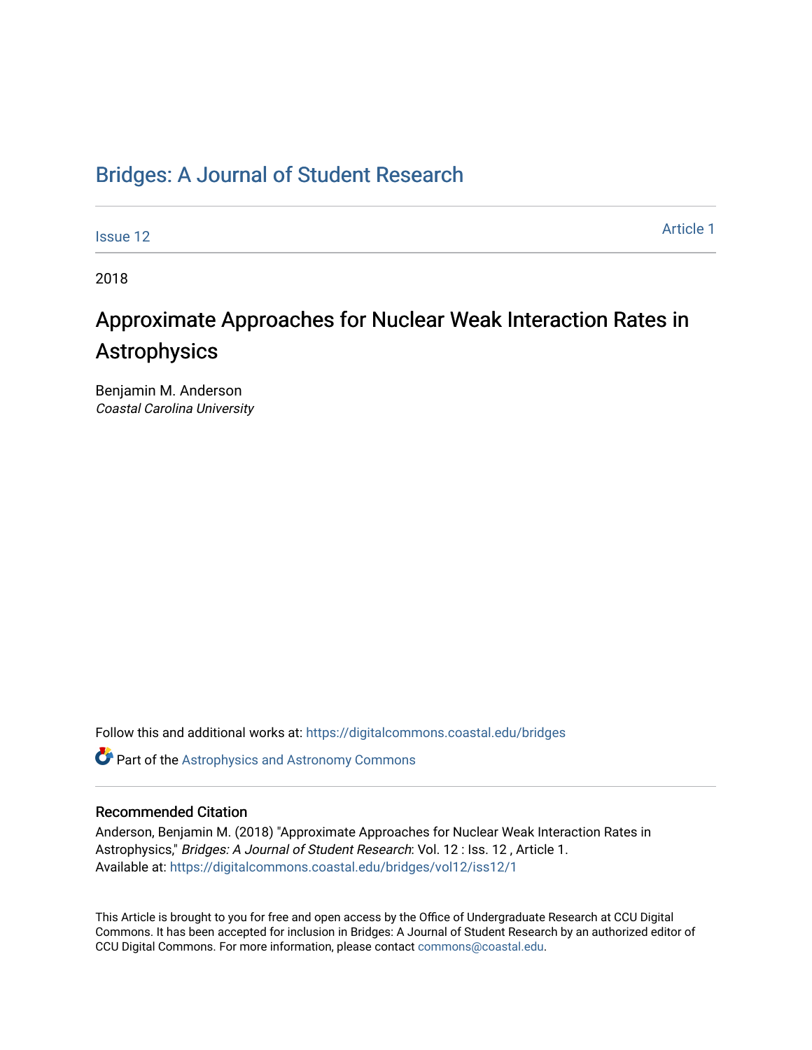# Bridges: A Journal of Student Research

Issue 12

Article 1

2018

## Approximate Approaches for Nuclear Weak Interaction Rates in Astrophysics

Benjamin M. Anderson
*Coastal Carolina University*

Follow this and additional works at: https://digitalcommons.coastal.edu/bridges

Part of the Astrophysics and Astronomy Commons

### Recommended Citation

Anderson, Benjamin M. (2018) "Approximate Approaches for Nuclear Weak Interaction Rates in Astrophysics," *Bridges: A Journal of Student Research*: Vol. 12 : Iss. 12 , Article 1.
Available at: https://digitalcommons.coastal.edu/bridges/vol12/iss12/1

This Article is brought to you for free and open access by the Office of Undergraduate Research at CCU Digital Commons. It has been accepted for inclusion in Bridges: A Journal of Student Research by an authorized editor of CCU Digital Commons. For more information, please contact commons@coastal.edu.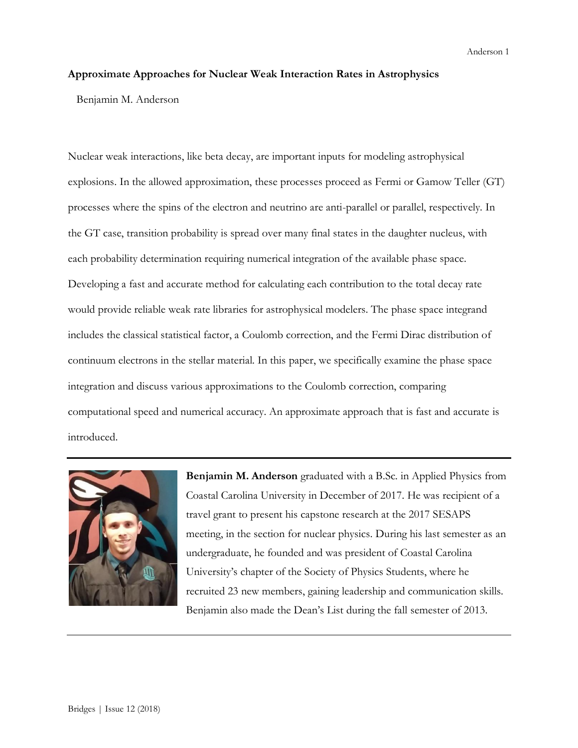**Approximate Approaches for Nuclear Weak Interaction Rates in Astrophysics**

Benjamin M. Anderson

Nuclear weak interactions, like beta decay, are important inputs for modeling astrophysical explosions. In the allowed approximation, these processes proceed as Fermi or Gamow Teller (GT) processes where the spins of the electron and neutrino are anti-parallel or parallel, respectively. In the GT case, transition probability is spread over many final states in the daughter nucleus, with each probability determination requiring numerical integration of the available phase space. Developing a fast and accurate method for calculating each contribution to the total decay rate would provide reliable weak rate libraries for astrophysical modelers. The phase space integrand includes the classical statistical factor, a Coulomb correction, and the Fermi Dirac distribution of continuum electrons in the stellar material. In this paper, we specifically examine the phase space integration and discuss various approximations to the Coulomb correction, comparing computational speed and numerical accuracy. An approximate approach that is fast and accurate is introduced.

---

**Benjamin M. Anderson** graduated with a B.Sc. in Applied Physics from Coastal Carolina University in December of 2017. He was recipient of a travel grant to present his capstone research at the 2017 SESAPS meeting, in the section for nuclear physics. During his last semester as an undergraduate, he founded and was president of Coastal Carolina University's chapter of the Society of Physics Students, where he recruited 23 new members, gaining leadership and communication skills. Benjamin also made the Dean's List during the fall semester of 2013.

---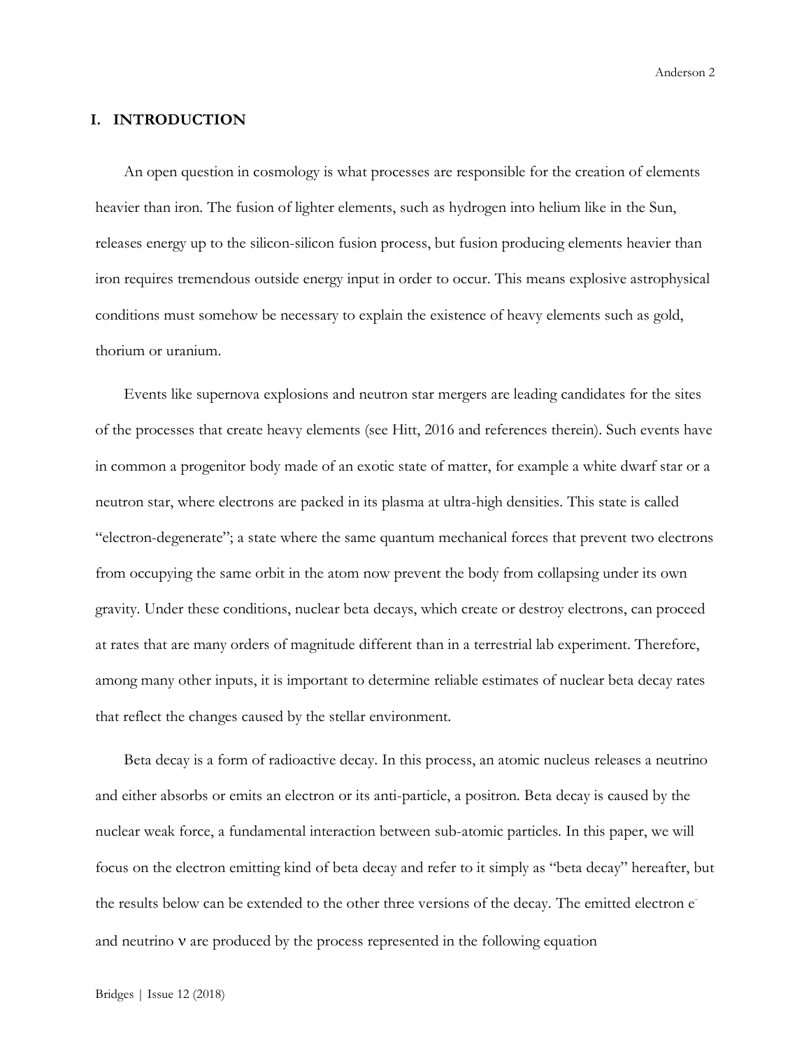## I. INTRODUCTION

An open question in cosmology is what processes are responsible for the creation of elements heavier than iron. The fusion of lighter elements, such as hydrogen into helium like in the Sun, releases energy up to the silicon-silicon fusion process, but fusion producing elements heavier than iron requires tremendous outside energy input in order to occur. This means explosive astrophysical conditions must somehow be necessary to explain the existence of heavy elements such as gold, thorium or uranium.

Events like supernova explosions and neutron star mergers are leading candidates for the sites of the processes that create heavy elements (see Hitt, 2016 and references therein). Such events have in common a progenitor body made of an exotic state of matter, for example a white dwarf star or a neutron star, where electrons are packed in its plasma at ultra-high densities. This state is called "electron-degenerate"; a state where the same quantum mechanical forces that prevent two electrons from occupying the same orbit in the atom now prevent the body from collapsing under its own gravity. Under these conditions, nuclear beta decays, which create or destroy electrons, can proceed at rates that are many orders of magnitude different than in a terrestrial lab experiment. Therefore, among many other inputs, it is important to determine reliable estimates of nuclear beta decay rates that reflect the changes caused by the stellar environment.

Beta decay is a form of radioactive decay. In this process, an atomic nucleus releases a neutrino and either absorbs or emits an electron or its anti-particle, a positron. Beta decay is caused by the nuclear weak force, a fundamental interaction between sub-atomic particles. In this paper, we will focus on the electron emitting kind of beta decay and refer to it simply as "beta decay" hereafter, but the results below can be extended to the other three versions of the decay. The emitted electron $e^-$ and neutrino $\nu$ are produced by the process represented in the following equation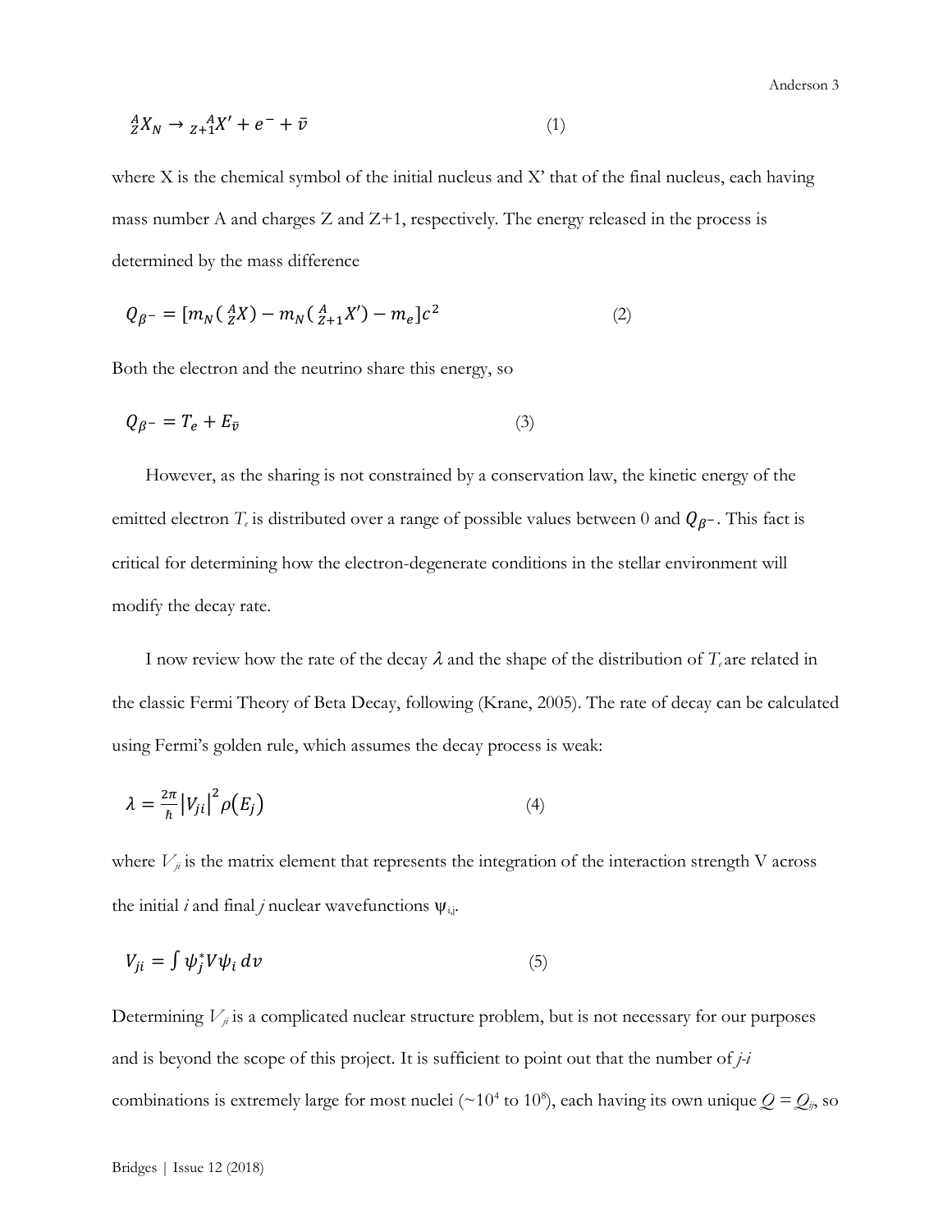$$ {}^{A}_{Z}X_N \rightarrow {}_{Z+1}^{\;\;\;A}X' + e^- + \bar{\nu} \tag{1} $$

where X is the chemical symbol of the initial nucleus and X' that of the final nucleus, each having mass number A and charges Z and Z+1, respectively. The energy released in the process is determined by the mass difference

$$ Q_{\beta^-} = [m_N({}^{A}_{Z}X) - m_N({}^{\;\;\;A}_{Z+1}X') - m_e]c^2 \tag{2} $$

Both the electron and the neutrino share this energy, so

$$ Q_{\beta^-} = T_e + E_{\bar{\nu}} \tag{3} $$

However, as the sharing is not constrained by a conservation law, the kinetic energy of the emitted electron $T_e$ is distributed over a range of possible values between 0 and $Q_{\beta^-}$. This fact is critical for determining how the electron-degenerate conditions in the stellar environment will modify the decay rate.

I now review how the rate of the decay $\lambda$ and the shape of the distribution of $T_e$ are related in the classic Fermi Theory of Beta Decay, following (Krane, 2005). The rate of decay can be calculated using Fermi's golden rule, which assumes the decay process is weak:

$$ \lambda = \frac{2\pi}{\hbar}\left|V_{ji}\right|^2 \rho(E_j) \tag{4} $$

where $V_{ji}$ is the matrix element that represents the integration of the interaction strength V across the initial *i* and final *j* nuclear wavefunctions $\psi_{i,j}$.

$$ V_{ji} = \int \psi_j^* V \psi_i \, dv \tag{5} $$

Determining $V_{ji}$ is a complicated nuclear structure problem, but is not necessary for our purposes and is beyond the scope of this project. It is sufficient to point out that the number of *j-i* combinations is extremely large for most nuclei (~$10^4$ to $10^8$), each having its own unique $Q = Q_{ij}$, so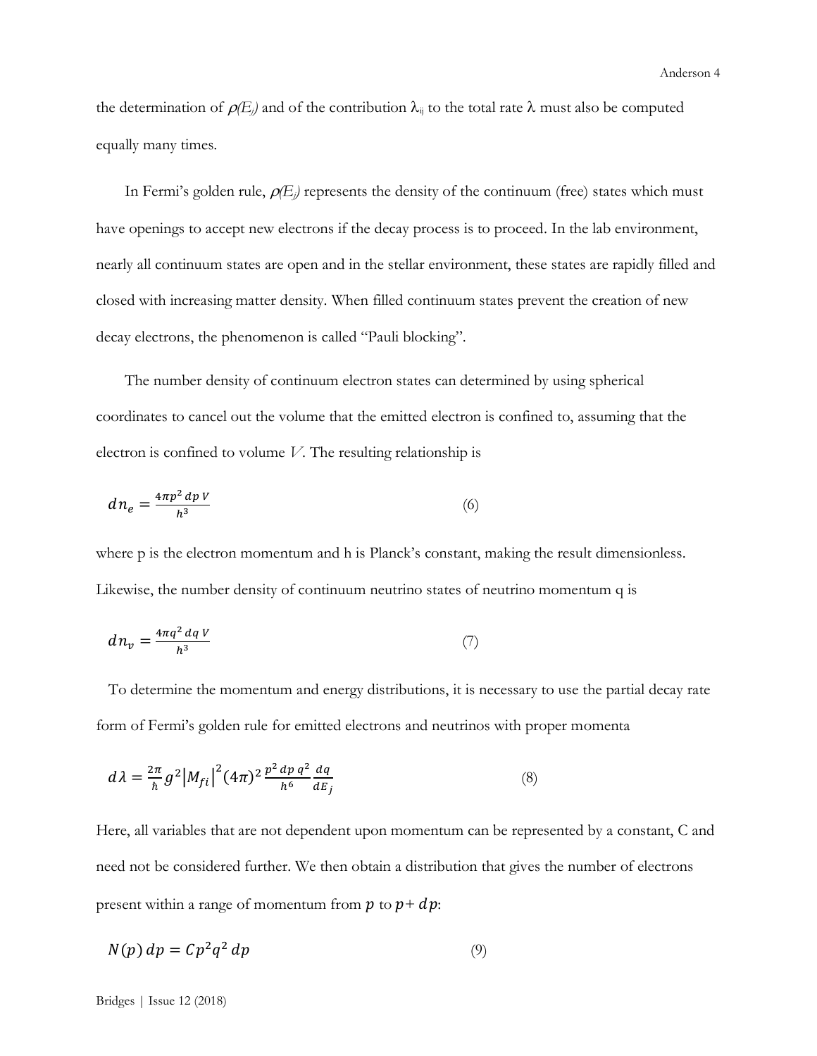the determination of $\rho(E_j)$ and of the contribution $\lambda_{ij}$ to the total rate $\lambda$ must also be computed equally many times.

In Fermi's golden rule, $\rho(E_j)$ represents the density of the continuum (free) states which must have openings to accept new electrons if the decay process is to proceed. In the lab environment, nearly all continuum states are open and in the stellar environment, these states are rapidly filled and closed with increasing matter density. When filled continuum states prevent the creation of new decay electrons, the phenomenon is called "Pauli blocking".

The number density of continuum electron states can determined by using spherical coordinates to cancel out the volume that the emitted electron is confined to, assuming that the electron is confined to volume $V$. The resulting relationship is

$$dn_e = \frac{4\pi p^2\, dp\, V}{h^3} \tag{6}$$

where p is the electron momentum and h is Planck's constant, making the result dimensionless. Likewise, the number density of continuum neutrino states of neutrino momentum q is

$$dn_v = \frac{4\pi q^2\, dq\, V}{h^3} \tag{7}$$

To determine the momentum and energy distributions, it is necessary to use the partial decay rate form of Fermi's golden rule for emitted electrons and neutrinos with proper momenta

$$d\lambda = \frac{2\pi}{\hbar} g^2 \left|M_{fi}\right|^2 (4\pi)^2 \frac{p^2\, dp\, q^2}{h^6} \frac{dq}{dE_j} \tag{8}$$

Here, all variables that are not dependent upon momentum can be represented by a constant, C and need not be considered further. We then obtain a distribution that gives the number of electrons present within a range of momentum from $p$ to $p + dp$:

$$N(p)\, dp = Cp^2 q^2\, dp \tag{9}$$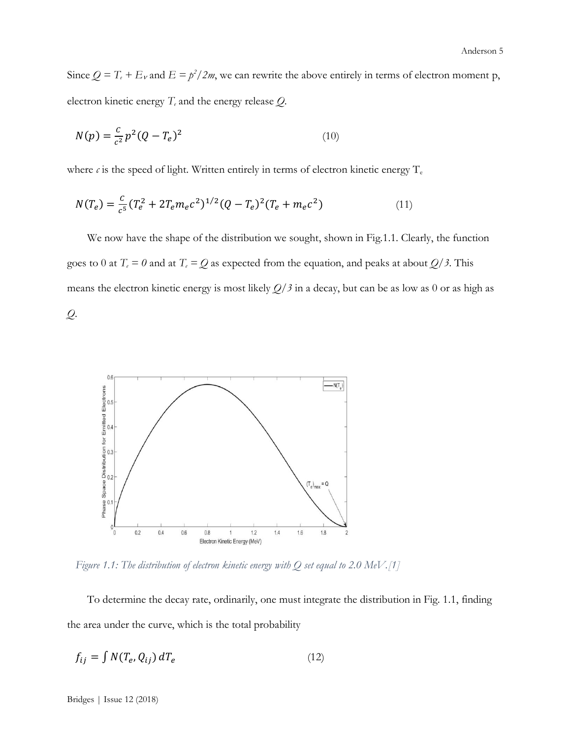Since $Q = T_e + E_\nu$ and $E = p^2/2m$, we can rewrite the above entirely in terms of electron moment p, electron kinetic energy $T_e$ and the energy release $Q$.

$$N(p) = \frac{C}{c^2} p^2 (Q - T_e)^2 \tag{10}$$

where $c$ is the speed of light. Written entirely in terms of electron kinetic energy $T_e$

$$N(T_e) = \frac{C}{c^5} (T_e^2 + 2T_e m_e c^2)^{1/2} (Q - T_e)^2 (T_e + m_e c^2) \tag{11}$$

We now have the shape of the distribution we sought, shown in Fig.1.1. Clearly, the function goes to 0 at $T_e = 0$ and at $T_e = Q$ as expected from the equation, and peaks at about $Q/3$. This means the electron kinetic energy is most likely $Q/3$ in a decay, but can be as low as 0 or as high as $Q$.

N(T_e)

Phase Space Distribution for Emitted Electrons

0, 0.1, 0.2, 0.3, 0.4, 0.5, 0.6

(T_e)_max = Q

Electron Kinetic Energy (MeV)

0, 0.2, 0.4, 0.6, 0.8, 1, 1.2, 1.4, 1.6, 1.8, 2

*Figure 1.1: The distribution of electron kinetic energy with Q set equal to 2.0 MeV.[1]*

To determine the decay rate, ordinarily, one must integrate the distribution in Fig. 1.1, finding the area under the curve, which is the total probability

$$f_{ij} = \int N(T_e, Q_{ij})\, dT_e \tag{12}$$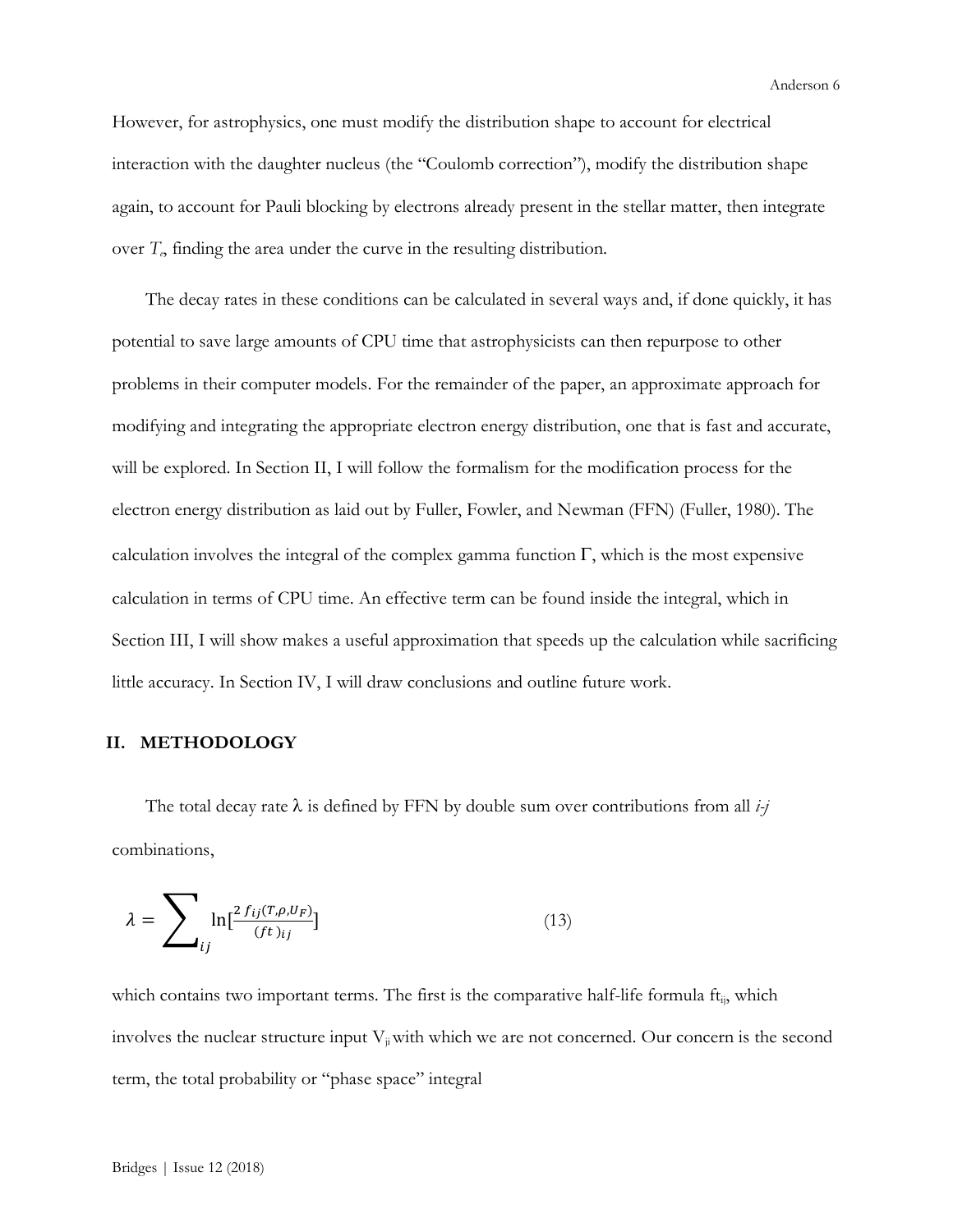However, for astrophysics, one must modify the distribution shape to account for electrical interaction with the daughter nucleus (the "Coulomb correction"), modify the distribution shape again, to account for Pauli blocking by electrons already present in the stellar matter, then integrate over $T_e$, finding the area under the curve in the resulting distribution.

The decay rates in these conditions can be calculated in several ways and, if done quickly, it has potential to save large amounts of CPU time that astrophysicists can then repurpose to other problems in their computer models. For the remainder of the paper, an approximate approach for modifying and integrating the appropriate electron energy distribution, one that is fast and accurate, will be explored. In Section II, I will follow the formalism for the modification process for the electron energy distribution as laid out by Fuller, Fowler, and Newman (FFN) (Fuller, 1980). The calculation involves the integral of the complex gamma function Γ, which is the most expensive calculation in terms of CPU time. An effective term can be found inside the integral, which in Section III, I will show makes a useful approximation that speeds up the calculation while sacrificing little accuracy. In Section IV, I will draw conclusions and outline future work.

## II. METHODOLOGY

The total decay rate λ is defined by FFN by double sum over contributions from all *i-j* combinations,

$$\lambda = \sum_{ij} \ln\left[\frac{2\, f_{ij}(T,\rho,U_F)}{(ft)_{ij}}\right] \qquad (13)$$

which contains two important terms. The first is the comparative half-life formula $ft_{ij}$, which involves the nuclear structure input $V_{ji}$ with which we are not concerned. Our concern is the second term, the total probability or "phase space" integral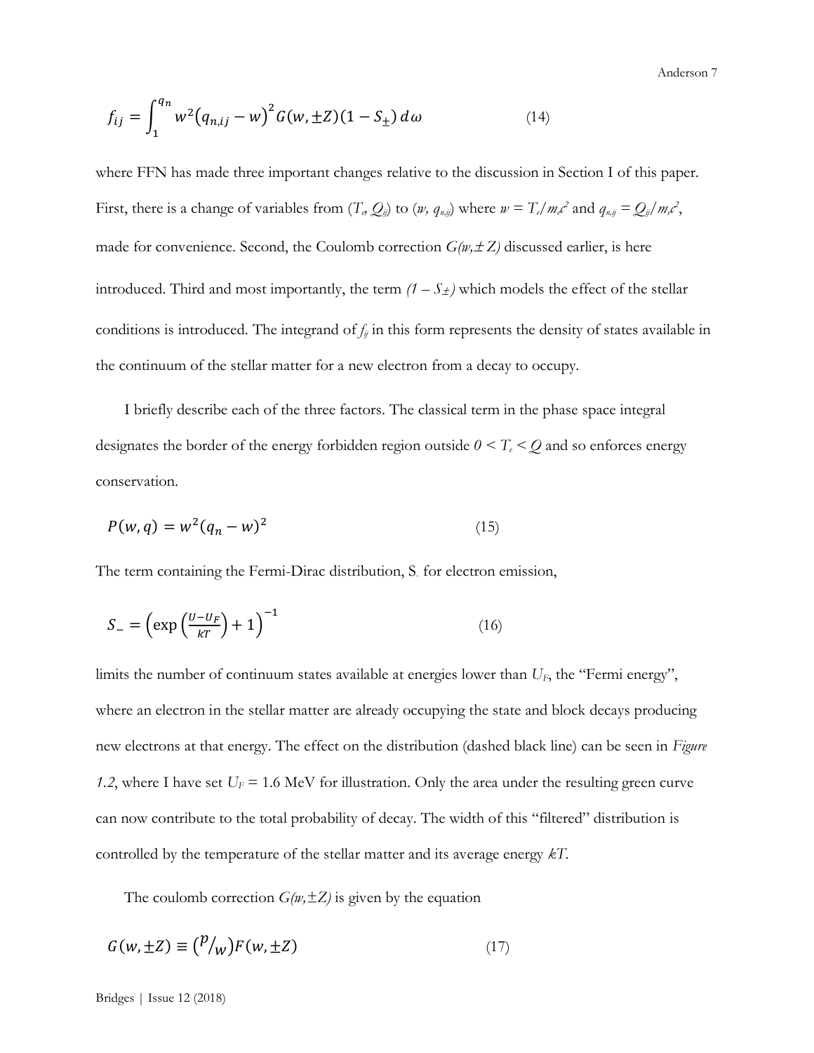$$f_{ij} = \int_1^{q_n} w^2\left(q_{n,ij} - w\right)^2 G(w, \pm Z)(1 - S_\pm)\, d\omega \tag{14}$$

where FFN has made three important changes relative to the discussion in Section I of this paper. First, there is a change of variables from $(T_e, Q_{ij})$ to $(w, q_{n,ij})$ where $w = T_e/m_ec^2$ and $q_{n,ij} = Q_{ij}/m_ec^2$, made for convenience. Second, the Coulomb correction $G(w, \pm Z)$ discussed earlier, is here introduced. Third and most importantly, the term $(1 - S_\pm)$ which models the effect of the stellar conditions is introduced. The integrand of $f_{ij}$ in this form represents the density of states available in the continuum of the stellar matter for a new electron from a decay to occupy.

I briefly describe each of the three factors. The classical term in the phase space integral designates the border of the energy forbidden region outside $0 < T_e < Q$ and so enforces energy conservation.

$$P(w, q) = w^2(q_n - w)^2 \tag{15}$$

The term containing the Fermi-Dirac distribution, $S_-$ for electron emission,

$$S_- = \left(\exp\left(\frac{U - U_F}{kT}\right) + 1\right)^{-1} \tag{16}$$

limits the number of continuum states available at energies lower than $U_F$, the "Fermi energy", where an electron in the stellar matter are already occupying the state and block decays producing new electrons at that energy. The effect on the distribution (dashed black line) can be seen in *Figure 1.2*, where I have set $U_F = 1.6$ MeV for illustration. Only the area under the resulting green curve can now contribute to the total probability of decay. The width of this "filtered" distribution is controlled by the temperature of the stellar matter and its average energy $kT$.

The coulomb correction $G(w, \pm Z)$ is given by the equation

$$G(w, \pm Z) \equiv \left(p/w\right) F(w, \pm Z) \tag{17}$$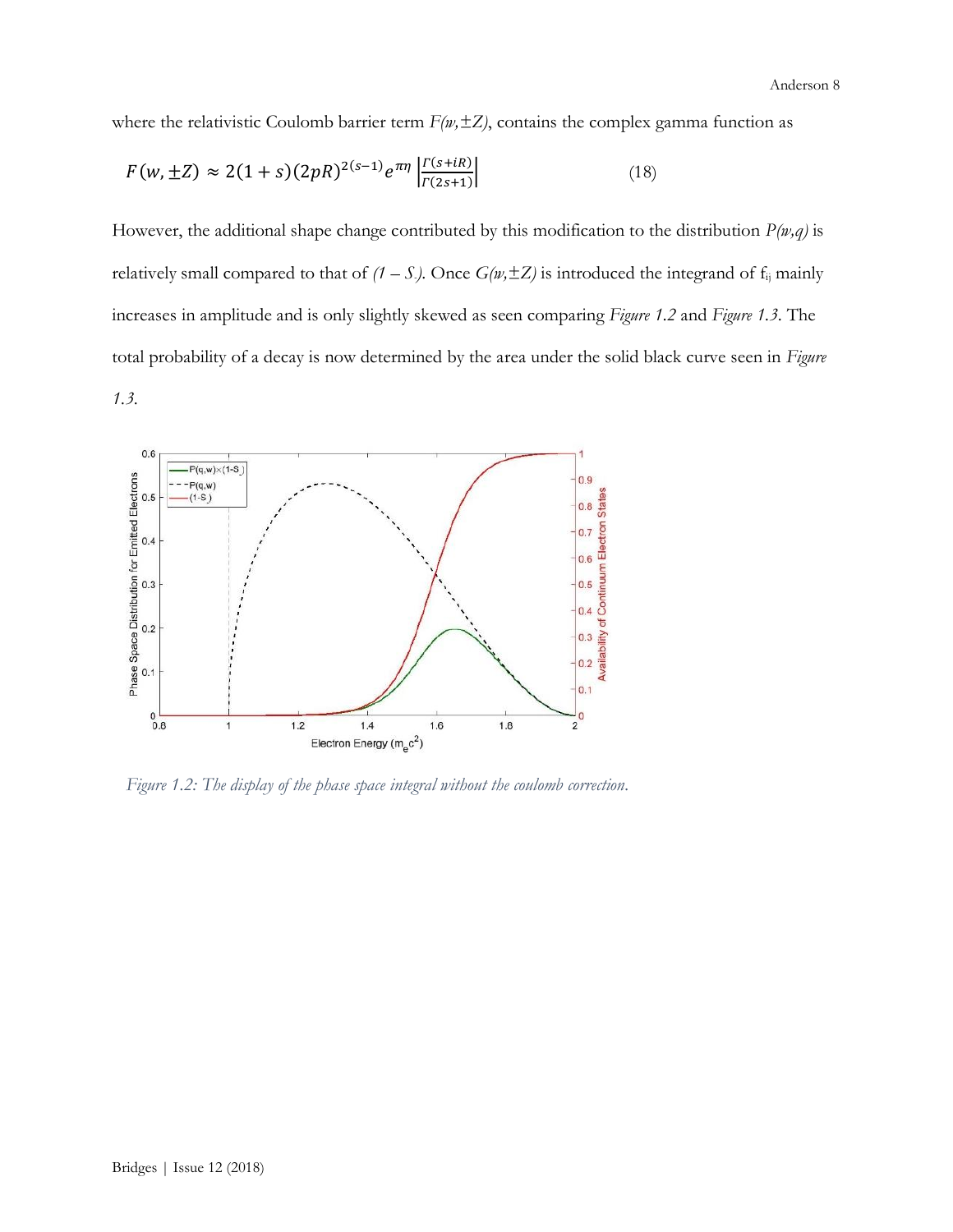where the relativistic Coulomb barrier term $F(w,\pm Z)$, contains the complex gamma function as

$$F(w,\pm Z) \approx 2(1+s)(2pR)^{2(s-1)}e^{\pi\eta}\left|\frac{\Gamma(s+iR)}{\Gamma(2s+1)}\right| \tag{18}$$

However, the additional shape change contributed by this modification to the distribution $P(w,q)$ is relatively small compared to that of $(1 - S_-)$. Once $G(w,\pm Z)$ is introduced the integrand of $f_{ij}$ mainly increases in amplitude and is only slightly skewed as seen comparing *Figure 1.2* and *Figure 1.3*. The total probability of a decay is now determined by the area under the solid black curve seen in *Figure 1.3*.

P(q,w)×(1-S_)
P(q,w)
(1-S_)

Phase Space Distribution for Emitted Electrons

Availability of Continuum Electron States

Electron Energy ($m_ec^2$)

0.8
1
1.2
1.4
1.6
1.8
2

0
0.1
0.2
0.3
0.4
0.5
0.6

0
0.1
0.2
0.3
0.4
0.5
0.6
0.7
0.8
0.9
1

*Figure 1.2: The display of the phase space integral without the coulomb correction.*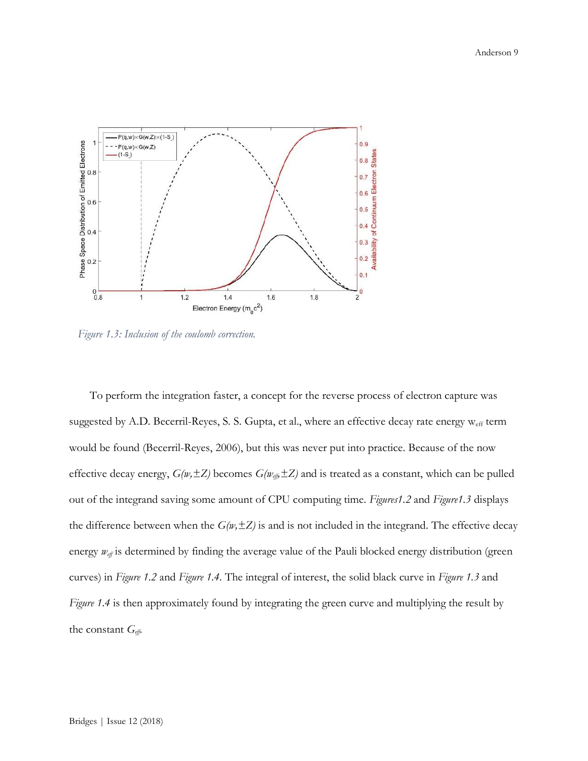P(q,w)×G(w,Z)×(1-S_)
P(q,w)×G(w,Z)
(1-S_)

Phase Space Distribution of Emitted Electrons

Availability of Continuum Electron States

Electron Energy ($m_ec^2$)

0.8 1 1.2 1.4 1.6 1.8 2

0 0.2 0.4 0.6 0.8 1

0 0.1 0.2 0.3 0.4 0.5 0.6 0.7 0.8 0.9 1

*Figure 1.3: Inclusion of the coulomb correction.*

To perform the integration faster, a concept for the reverse process of electron capture was suggested by A.D. Becerril-Reyes, S. S. Gupta, et al., where an effective decay rate energy $w_{eff}$ term would be found (Becerril-Reyes, 2006), but this was never put into practice. Because of the now effective decay energy, $G(w,\pm Z)$ becomes $G(w_{eff},\pm Z)$ and is treated as a constant, which can be pulled out of the integrand saving some amount of CPU computing time. *Figures1.2* and *Figure1.3* displays the difference between when the $G(w,\pm Z)$ is and is not included in the integrand. The effective decay energy $w_{eff}$ is determined by finding the average value of the Pauli blocked energy distribution (green curves) in *Figure 1.2* and *Figure 1.4*. The integral of interest, the solid black curve in *Figure 1.3* and *Figure 1.4* is then approximately found by integrating the green curve and multiplying the result by the constant $G_{eff}$.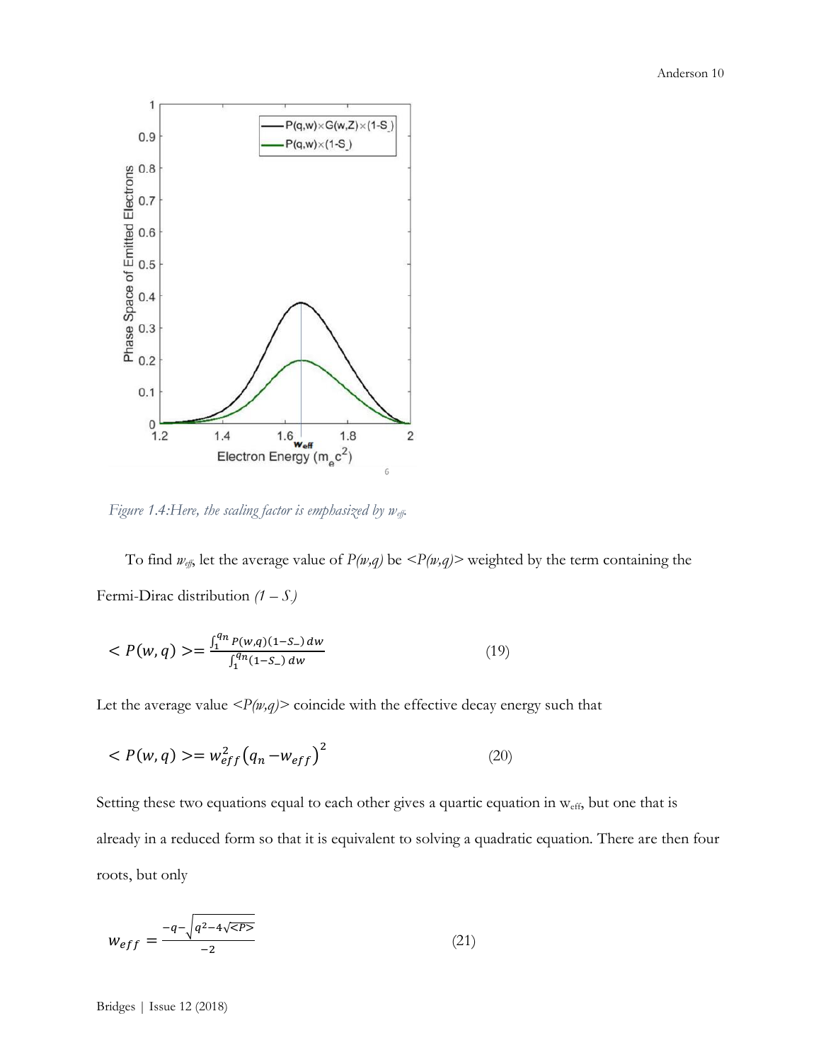1
0.9
0.8
0.7
0.6
0.5
0.4
0.3
0.2
0.1
0
1.2
1.4
1.6
1.8
2
$w_{eff}$
Electron Energy ($m_e c^2$)
Phase Space of Emitted Electrons
$P(q,w) \times G(w,Z) \times (1-S_-)$
$P(q,w) \times (1-S_-)$
6

*Figure 1.4:Here, the scaling factor is emphasized by $w_{eff}$.*

To find $w_{eff}$, let the average value of $P(w,q)$ be $<P(w,q)>$ weighted by the term containing the Fermi-Dirac distribution $(1 - S_-)$

$$< P(w,q) >= \frac{\int_1^{q_n} P(w,q)(1-S_-)\, dw}{\int_1^{q_n}(1-S_-)\, dw} \tag{19}$$

Let the average value $<P(w,q)>$ coincide with the effective decay energy such that

$$< P(w,q) >= w_{eff}^2 \left(q_n - w_{eff}\right)^2 \tag{20}$$

Setting these two equations equal to each other gives a quartic equation in $w_{eff}$, but one that is already in a reduced form so that it is equivalent to solving a quadratic equation. There are then four roots, but only

$$w_{eff} = \frac{-q - \sqrt{q^2 - 4\sqrt{<P>}}}{-2} \tag{21}$$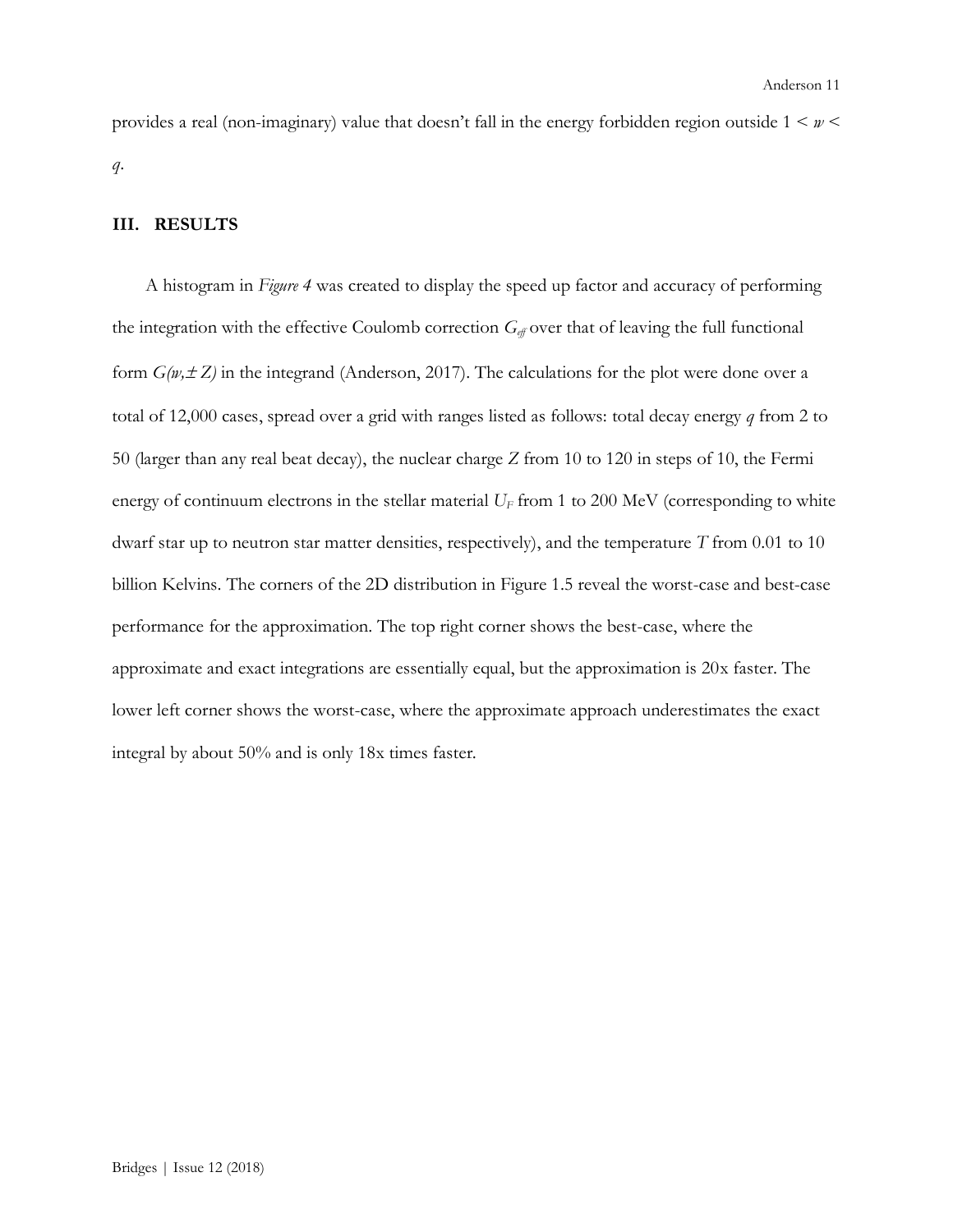provides a real (non-imaginary) value that doesn't fall in the energy forbidden region outside $1 < w < q$.

## III. RESULTS

A histogram in *Figure 4* was created to display the speed up factor and accuracy of performing the integration with the effective Coulomb correction $G_{eff}$ over that of leaving the full functional form $G(w, \pm Z)$ in the integrand (Anderson, 2017). The calculations for the plot were done over a total of 12,000 cases, spread over a grid with ranges listed as follows: total decay energy $q$ from 2 to 50 (larger than any real beat decay), the nuclear charge $Z$ from 10 to 120 in steps of 10, the Fermi energy of continuum electrons in the stellar material $U_F$ from 1 to 200 MeV (corresponding to white dwarf star up to neutron star matter densities, respectively), and the temperature $T$ from 0.01 to 10 billion Kelvins. The corners of the 2D distribution in Figure 1.5 reveal the worst-case and best-case performance for the approximation. The top right corner shows the best-case, where the approximate and exact integrations are essentially equal, but the approximation is 20x faster. The lower left corner shows the worst-case, where the approximate approach underestimates the exact integral by about 50% and is only 18x times faster.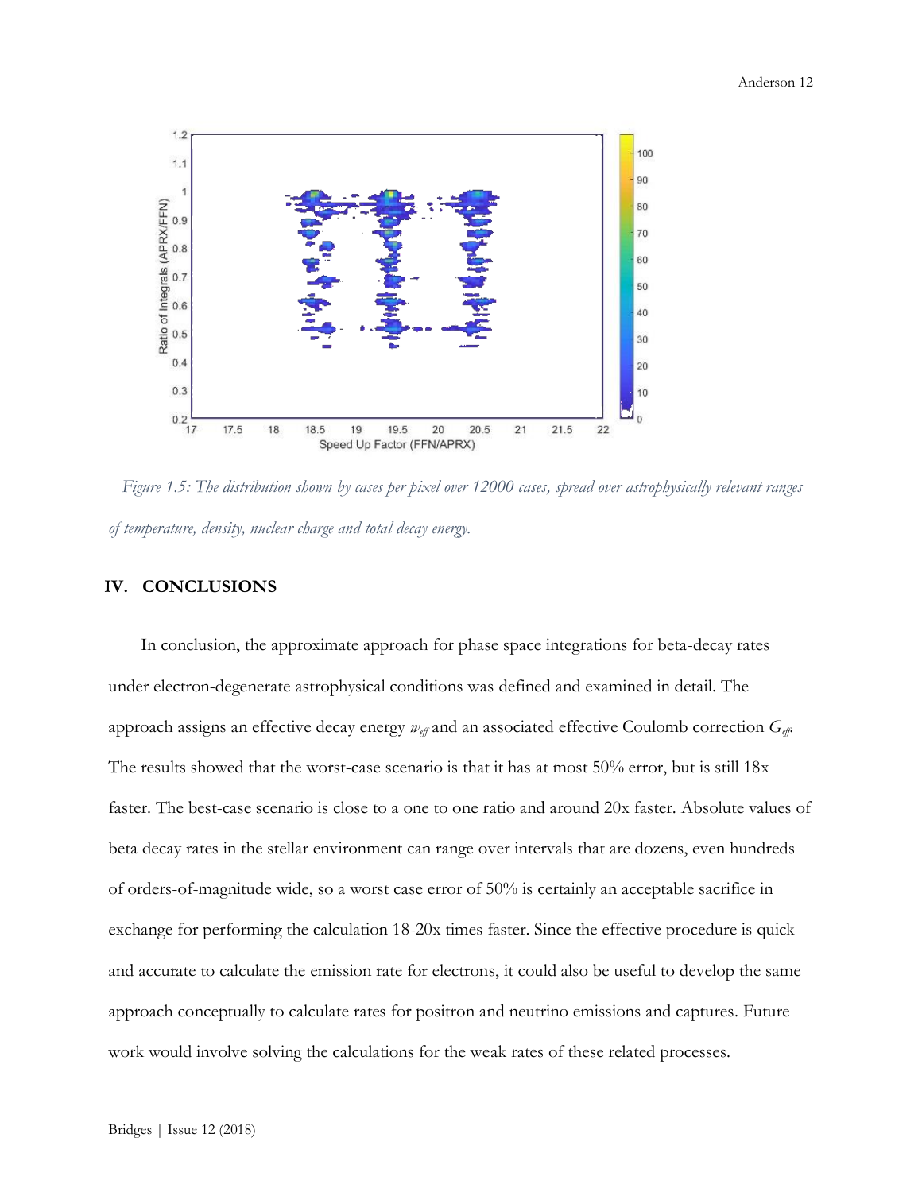Ratio of Integrals (APRX/FFN)

1.2
1.1
1
0.9
0.8
0.7
0.6
0.5
0.4
0.3
0.2

17 17.5 18 18.5 19 19.5 20 20.5 21 21.5 22

Speed Up Factor (FFN/APRX)

100
90
80
70
60
50
40
30
20
10
0

*Figure 1.5: The distribution shown by cases per pixel over 12000 cases, spread over astrophysically relevant ranges of temperature, density, nuclear charge and total decay energy.*

## IV. CONCLUSIONS

In conclusion, the approximate approach for phase space integrations for beta-decay rates under electron-degenerate astrophysical conditions was defined and examined in detail. The approach assigns an effective decay energy $w_{eff}$ and an associated effective Coulomb correction $G_{eff}$. The results showed that the worst-case scenario is that it has at most 50% error, but is still 18x faster. The best-case scenario is close to a one to one ratio and around 20x faster. Absolute values of beta decay rates in the stellar environment can range over intervals that are dozens, even hundreds of orders-of-magnitude wide, so a worst case error of 50% is certainly an acceptable sacrifice in exchange for performing the calculation 18-20x times faster. Since the effective procedure is quick and accurate to calculate the emission rate for electrons, it could also be useful to develop the same approach conceptually to calculate rates for positron and neutrino emissions and captures. Future work would involve solving the calculations for the weak rates of these related processes.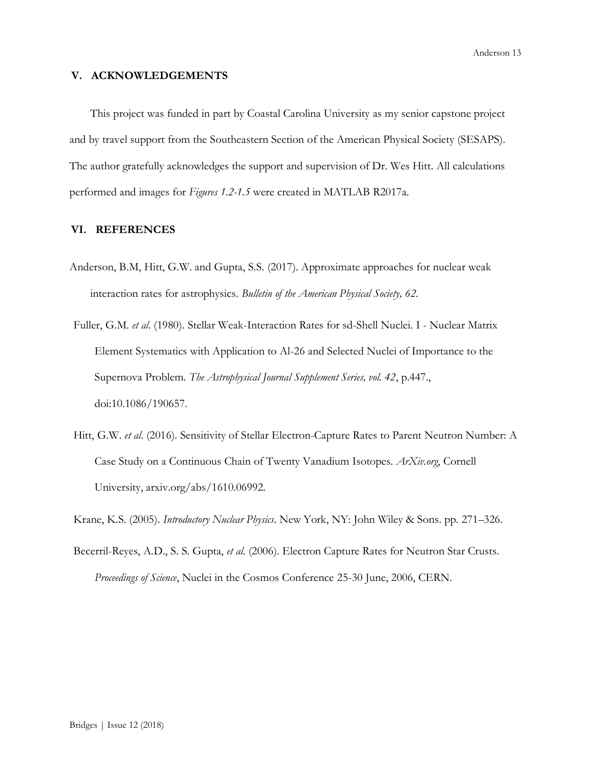## V. ACKNOWLEDGEMENTS

This project was funded in part by Coastal Carolina University as my senior capstone project and by travel support from the Southeastern Section of the American Physical Society (SESAPS). The author gratefully acknowledges the support and supervision of Dr. Wes Hitt. All calculations performed and images for *Figures 1.2-1.5* were created in MATLAB R2017a.

## VI. REFERENCES

Anderson, B.M, Hitt, G.W. and Gupta, S.S. (2017). Approximate approaches for nuclear weak interaction rates for astrophysics. *Bulletin of the American Physical Society, 62*.

Fuller, G.M. *et al*. (1980). Stellar Weak-Interaction Rates for sd-Shell Nuclei. I - Nuclear Matrix Element Systematics with Application to Al-26 and Selected Nuclei of Importance to the Supernova Problem. *The Astrophysical Journal Supplement Series, vol. 42*, p.447., doi:10.1086/190657.

Hitt, G.W. *et al*. (2016). Sensitivity of Stellar Electron-Capture Rates to Parent Neutron Number: A Case Study on a Continuous Chain of Twenty Vanadium Isotopes. *ArXiv.org*, Cornell University, arxiv.org/abs/1610.06992.

Krane, K.S. (2005). *Introductory Nuclear Physics*. New York, NY: John Wiley & Sons. pp. 271–326.

Becerril-Reyes, A.D., S. S. Gupta, *et al.* (2006). Electron Capture Rates for Neutron Star Crusts. *Proceedings of Science*, Nuclei in the Cosmos Conference 25-30 June, 2006, CERN.